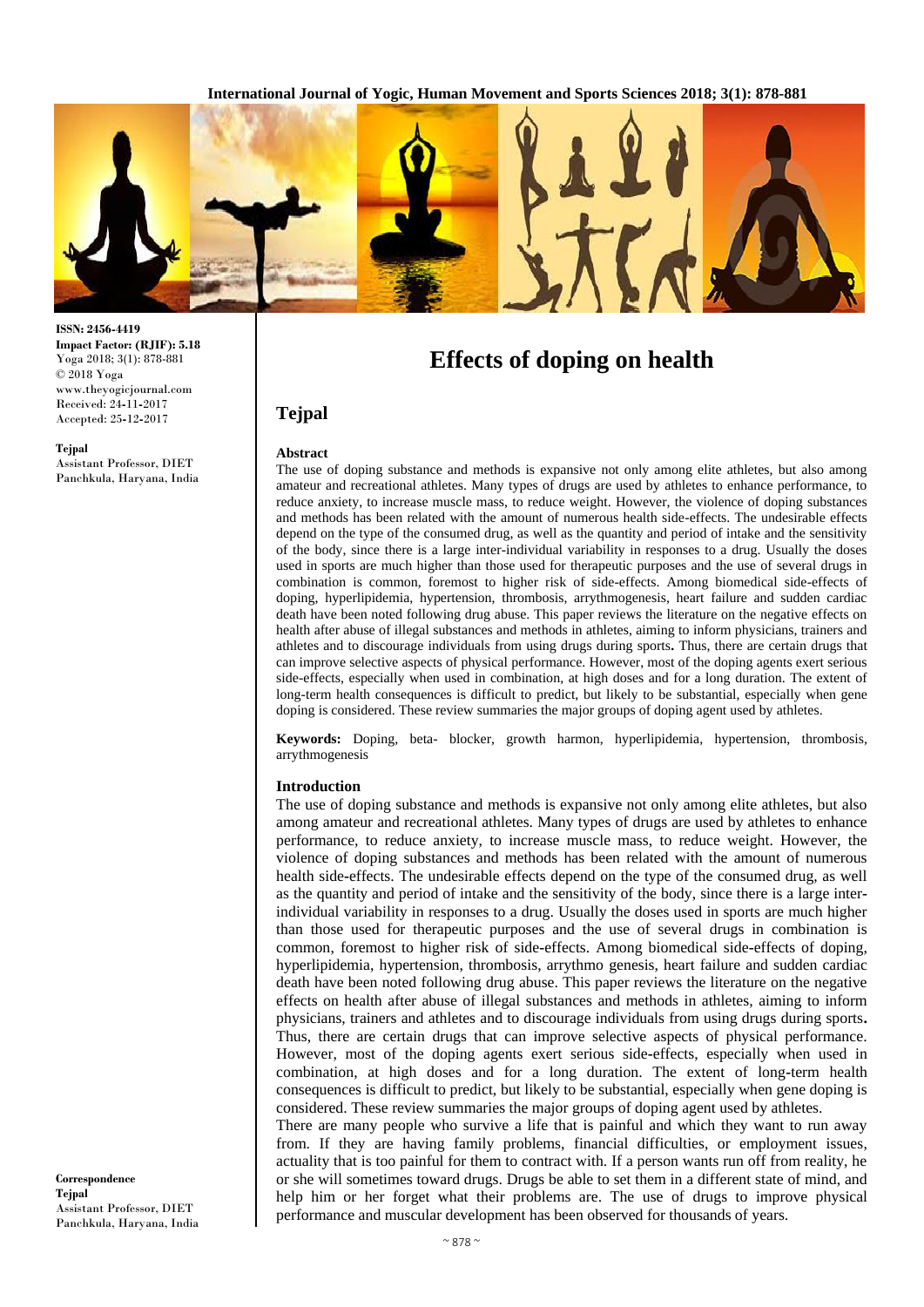ISSN: 2456-4419
Impact Factor: (RJIF): 5.18
Yoga 2018; 3(1): 878-881
© 2018 Yoga
www.theyogicjournal.com
Received: 24-11-2017
Accepted: 25-12-2017

**Tejpal**
Assistant Professor, DIET Panchkula, Haryana, India

**Correspondence**
**Tejpal**
Assistant Professor, DIET Panchkula, Haryana, India

# Effects of doping on health

## Tejpal

### Abstract

The use of doping substance and methods is expansive not only among elite athletes, but also among amateur and recreational athletes. Many types of drugs are used by athletes to enhance performance, to reduce anxiety, to increase muscle mass, to reduce weight. However, the violence of doping substances and methods has been related with the amount of numerous health side-effects. The undesirable effects depend on the type of the consumed drug, as well as the quantity and period of intake and the sensitivity of the body, since there is a large inter-individual variability in responses to a drug. Usually the doses used in sports are much higher than those used for therapeutic purposes and the use of several drugs in combination is common, foremost to higher risk of side-effects. Among biomedical side-effects of doping, hyperlipidemia, hypertension, thrombosis, arrythmogenesis, heart failure and sudden cardiac death have been noted following drug abuse. This paper reviews the literature on the negative effects on health after abuse of illegal substances and methods in athletes, aiming to inform physicians, trainers and athletes and to discourage individuals from using drugs during sports**.** Thus, there are certain drugs that can improve selective aspects of physical performance. However, most of the doping agents exert serious side-effects, especially when used in combination, at high doses and for a long duration. The extent of long-term health consequences is difficult to predict, but likely to be substantial, especially when gene doping is considered. These review summaries the major groups of doping agent used by athletes.

**Keywords:** Doping, beta- blocker, growth harmon, hyperlipidemia, hypertension, thrombosis, arrythmogenesis

### Introduction

The use of doping substance and methods is expansive not only among elite athletes, but also among amateur and recreational athletes. Many types of drugs are used by athletes to enhance performance, to reduce anxiety, to increase muscle mass, to reduce weight. However, the violence of doping substances and methods has been related with the amount of numerous health side-effects. The undesirable effects depend on the type of the consumed drug, as well as the quantity and period of intake and the sensitivity of the body, since there is a large inter-individual variability in responses to a drug. Usually the doses used in sports are much higher than those used for therapeutic purposes and the use of several drugs in combination is common, foremost to higher risk of side-effects. Among biomedical side-effects of doping, hyperlipidemia, hypertension, thrombosis, arrythmo genesis, heart failure and sudden cardiac death have been noted following drug abuse. This paper reviews the literature on the negative effects on health after abuse of illegal substances and methods in athletes, aiming to inform physicians, trainers and athletes and to discourage individuals from using drugs during sports**.** Thus, there are certain drugs that can improve selective aspects of physical performance. However, most of the doping agents exert serious side-effects, especially when used in combination, at high doses and for a long duration. The extent of long-term health consequences is difficult to predict, but likely to be substantial, especially when gene doping is considered. These review summaries the major groups of doping agent used by athletes.

There are many people who survive a life that is painful and which they want to run away from. If they are having family problems, financial difficulties, or employment issues, actuality that is too painful for them to contract with. If a person wants run off from reality, he or she will sometimes toward drugs. Drugs be able to set them in a different state of mind, and help him or her forget what their problems are. The use of drugs to improve physical performance and muscular development has been observed for thousands of years.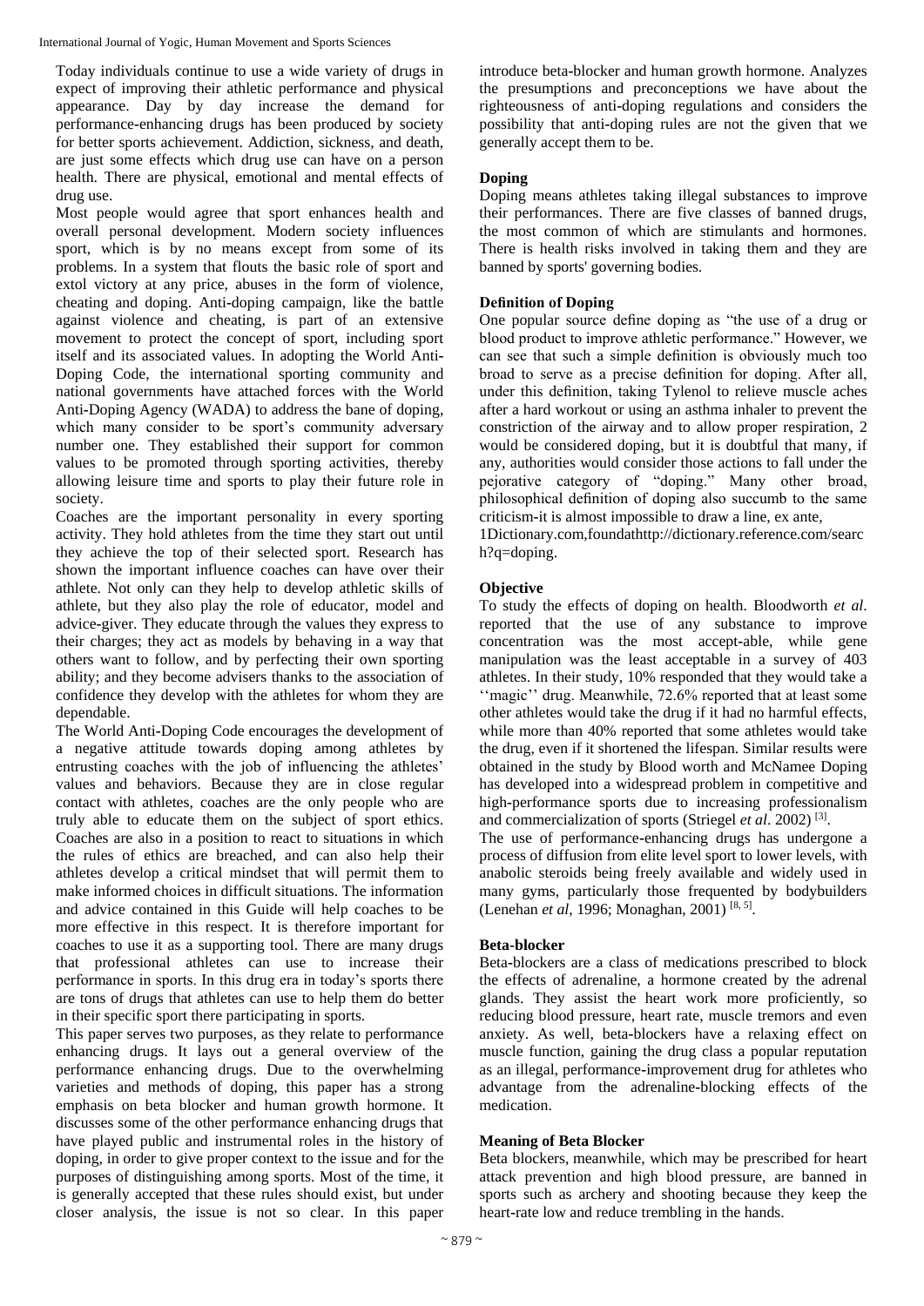Today individuals continue to use a wide variety of drugs in expect of improving their athletic performance and physical appearance. Day by day increase the demand for performance-enhancing drugs has been produced by society for better sports achievement. Addiction, sickness, and death, are just some effects which drug use can have on a person health. There are physical, emotional and mental effects of drug use.

Most people would agree that sport enhances health and overall personal development. Modern society influences sport, which is by no means except from some of its problems. In a system that flouts the basic role of sport and extol victory at any price, abuses in the form of violence, cheating and doping. Anti-doping campaign, like the battle against violence and cheating, is part of an extensive movement to protect the concept of sport, including sport itself and its associated values. In adopting the World Anti-Doping Code, the international sporting community and national governments have attached forces with the World Anti-Doping Agency (WADA) to address the bane of doping, which many consider to be sport's community adversary number one. They established their support for common values to be promoted through sporting activities, thereby allowing leisure time and sports to play their future role in society.

Coaches are the important personality in every sporting activity. They hold athletes from the time they start out until they achieve the top of their selected sport. Research has shown the important influence coaches can have over their athlete. Not only can they help to develop athletic skills of athlete, but they also play the role of educator, model and advice-giver. They educate through the values they express to their charges; they act as models by behaving in a way that others want to follow, and by perfecting their own sporting ability; and they become advisers thanks to the association of confidence they develop with the athletes for whom they are dependable.

The World Anti-Doping Code encourages the development of a negative attitude towards doping among athletes by entrusting coaches with the job of influencing the athletes' values and behaviors. Because they are in close regular contact with athletes, coaches are the only people who are truly able to educate them on the subject of sport ethics. Coaches are also in a position to react to situations in which the rules of ethics are breached, and can also help their athletes develop a critical mindset that will permit them to make informed choices in difficult situations. The information and advice contained in this Guide will help coaches to be more effective in this respect. It is therefore important for coaches to use it as a supporting tool. There are many drugs that professional athletes can use to increase their performance in sports. In this drug era in today's sports there are tons of drugs that athletes can use to help them do better in their specific sport there participating in sports.

This paper serves two purposes, as they relate to performance enhancing drugs. It lays out a general overview of the performance enhancing drugs. Due to the overwhelming varieties and methods of doping, this paper has a strong emphasis on beta blocker and human growth hormone. It discusses some of the other performance enhancing drugs that have played public and instrumental roles in the history of doping, in order to give proper context to the issue and for the purposes of distinguishing among sports. Most of the time, it is generally accepted that these rules should exist, but under closer analysis, the issue is not so clear. In this paper introduce beta-blocker and human growth hormone. Analyzes the presumptions and preconceptions we have about the righteousness of anti-doping regulations and considers the possibility that anti-doping rules are not the given that we generally accept them to be.

## Doping

Doping means athletes taking illegal substances to improve their performances. There are five classes of banned drugs, the most common of which are stimulants and hormones. There is health risks involved in taking them and they are banned by sports' governing bodies.

## Definition of Doping

One popular source define doping as "the use of a drug or blood product to improve athletic performance." However, we can see that such a simple definition is obviously much too broad to serve as a precise definition for doping. After all, under this definition, taking Tylenol to relieve muscle aches after a hard workout or using an asthma inhaler to prevent the constriction of the airway and to allow proper respiration, 2 would be considered doping, but it is doubtful that many, if any, authorities would consider those actions to fall under the pejorative category of "doping." Many other broad, philosophical definition of doping also succumb to the same criticism-it is almost impossible to draw a line, ex ante,

1Dictionary.com,foundathttp://dictionary.reference.com/search?q=doping.

## Objective

To study the effects of doping on health. Bloodworth *et al*. reported that the use of any substance to improve concentration was the most accept-able, while gene manipulation was the least acceptable in a survey of 403 athletes. In their study, 10% responded that they would take a ''magic'' drug. Meanwhile, 72.6% reported that at least some other athletes would take the drug if it had no harmful effects, while more than 40% reported that some athletes would take the drug, even if it shortened the lifespan. Similar results were obtained in the study by Blood worth and McNamee Doping has developed into a widespread problem in competitive and high-performance sports due to increasing professionalism and commercialization of sports (Striegel *et al*. 2002) [3].

The use of performance-enhancing drugs has undergone a process of diffusion from elite level sport to lower levels, with anabolic steroids being freely available and widely used in many gyms, particularly those frequented by bodybuilders (Lenehan *et al*, 1996; Monaghan, 2001) [8, 5].

## Beta-blocker

Beta-blockers are a class of medications prescribed to block the effects of adrenaline, a hormone created by the adrenal glands. They assist the heart work more proficiently, so reducing blood pressure, heart rate, muscle tremors and even anxiety. As well, beta-blockers have a relaxing effect on muscle function, gaining the drug class a popular reputation as an illegal, performance-improvement drug for athletes who advantage from the adrenaline-blocking effects of the medication.

## Meaning of Beta Blocker

Beta blockers, meanwhile, which may be prescribed for heart attack prevention and high blood pressure, are banned in sports such as archery and shooting because they keep the heart-rate low and reduce trembling in the hands.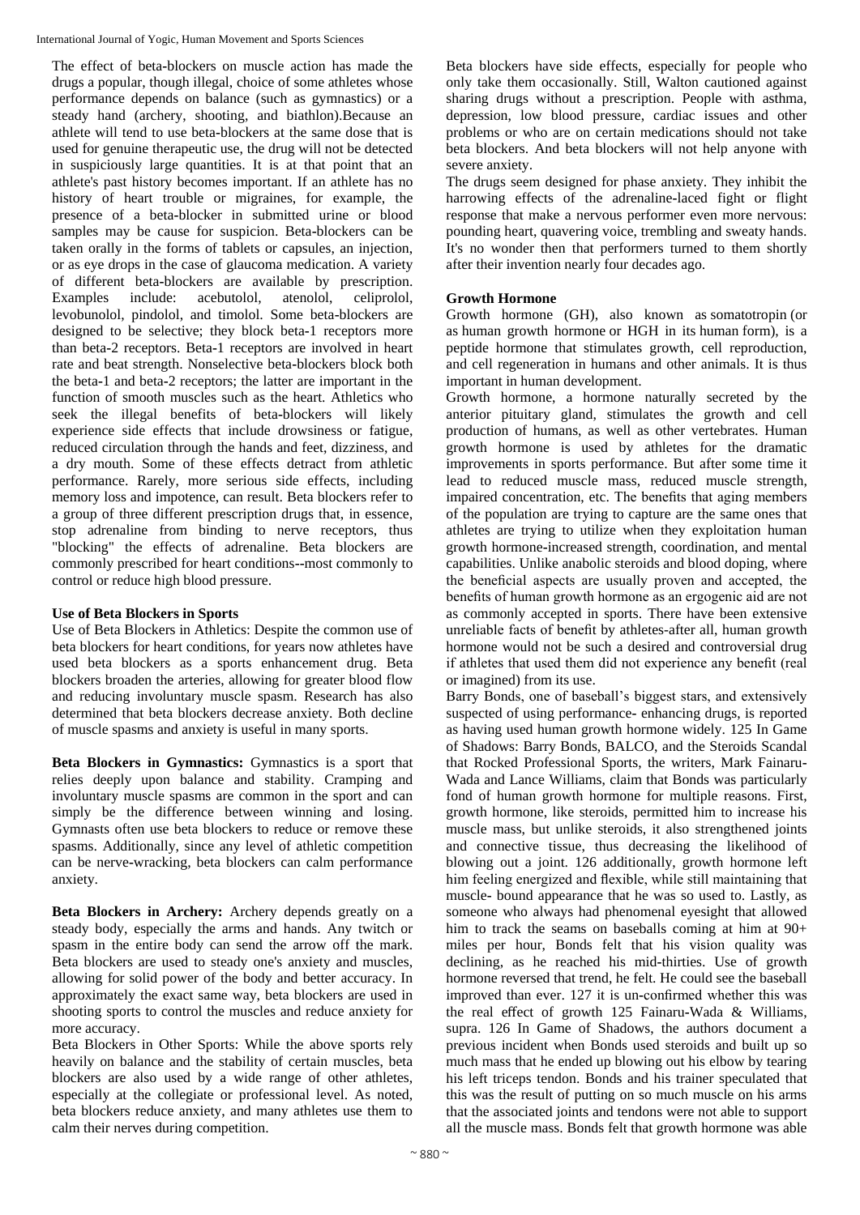The effect of beta-blockers on muscle action has made the drugs a popular, though illegal, choice of some athletes whose performance depends on balance (such as gymnastics) or a steady hand (archery, shooting, and biathlon).Because an athlete will tend to use beta-blockers at the same dose that is used for genuine therapeutic use, the drug will not be detected in suspiciously large quantities. It is at that point that an athlete's past history becomes important. If an athlete has no history of heart trouble or migraines, for example, the presence of a beta-blocker in submitted urine or blood samples may be cause for suspicion. Beta-blockers can be taken orally in the forms of tablets or capsules, an injection, or as eye drops in the case of glaucoma medication. A variety of different beta-blockers are available by prescription. Examples include: acebutolol, atenolol, celiprolol, levobunolol, pindolol, and timolol. Some beta-blockers are designed to be selective; they block beta-1 receptors more than beta-2 receptors. Beta-1 receptors are involved in heart rate and beat strength. Nonselective beta-blockers block both the beta-1 and beta-2 receptors; the latter are important in the function of smooth muscles such as the heart. Athletics who seek the illegal benefits of beta-blockers will likely experience side effects that include drowsiness or fatigue, reduced circulation through the hands and feet, dizziness, and a dry mouth. Some of these effects detract from athletic performance. Rarely, more serious side effects, including memory loss and impotence, can result. Beta blockers refer to a group of three different prescription drugs that, in essence, stop adrenaline from binding to nerve receptors, thus "blocking" the effects of adrenaline. Beta blockers are commonly prescribed for heart conditions--most commonly to control or reduce high blood pressure.

**Use of Beta Blockers in Sports**

Use of Beta Blockers in Athletics: Despite the common use of beta blockers for heart conditions, for years now athletes have used beta blockers as a sports enhancement drug. Beta blockers broaden the arteries, allowing for greater blood flow and reducing involuntary muscle spasm. Research has also determined that beta blockers decrease anxiety. Both decline of muscle spasms and anxiety is useful in many sports.

**Beta Blockers in Gymnastics:** Gymnastics is a sport that relies deeply upon balance and stability. Cramping and involuntary muscle spasms are common in the sport and can simply be the difference between winning and losing. Gymnasts often use beta blockers to reduce or remove these spasms. Additionally, since any level of athletic competition can be nerve-wracking, beta blockers can calm performance anxiety.

**Beta Blockers in Archery:** Archery depends greatly on a steady body, especially the arms and hands. Any twitch or spasm in the entire body can send the arrow off the mark. Beta blockers are used to steady one's anxiety and muscles, allowing for solid power of the body and better accuracy. In approximately the exact same way, beta blockers are used in shooting sports to control the muscles and reduce anxiety for more accuracy.

Beta Blockers in Other Sports: While the above sports rely heavily on balance and the stability of certain muscles, beta blockers are also used by a wide range of other athletes, especially at the collegiate or professional level. As noted, beta blockers reduce anxiety, and many athletes use them to calm their nerves during competition.

Beta blockers have side effects, especially for people who only take them occasionally. Still, Walton cautioned against sharing drugs without a prescription. People with asthma, depression, low blood pressure, cardiac issues and other problems or who are on certain medications should not take beta blockers. And beta blockers will not help anyone with severe anxiety.

The drugs seem designed for phase anxiety. They inhibit the harrowing effects of the adrenaline-laced fight or flight response that make a nervous performer even more nervous: pounding heart, quavering voice, trembling and sweaty hands. It's no wonder then that performers turned to them shortly after their invention nearly four decades ago.

**Growth Hormone**

Growth hormone (GH), also known as somatotropin (or as human growth hormone or HGH in its human form), is a peptide hormone that stimulates growth, cell reproduction, and cell regeneration in humans and other animals. It is thus important in human development.

Growth hormone, a hormone naturally secreted by the anterior pituitary gland, stimulates the growth and cell production of humans, as well as other vertebrates. Human growth hormone is used by athletes for the dramatic improvements in sports performance. But after some time it lead to reduced muscle mass, reduced muscle strength, impaired concentration, etc. The benefits that aging members of the population are trying to capture are the same ones that athletes are trying to utilize when they exploitation human growth hormone-increased strength, coordination, and mental capabilities. Unlike anabolic steroids and blood doping, where the beneficial aspects are usually proven and accepted, the benefits of human growth hormone as an ergogenic aid are not as commonly accepted in sports. There have been extensive unreliable facts of benefit by athletes-after all, human growth hormone would not be such a desired and controversial drug if athletes that used them did not experience any benefit (real or imagined) from its use.

Barry Bonds, one of baseball's biggest stars, and extensively suspected of using performance- enhancing drugs, is reported as having used human growth hormone widely. 125 In Game of Shadows: Barry Bonds, BALCO, and the Steroids Scandal that Rocked Professional Sports, the writers, Mark Fainaru-Wada and Lance Williams, claim that Bonds was particularly fond of human growth hormone for multiple reasons. First, growth hormone, like steroids, permitted him to increase his muscle mass, but unlike steroids, it also strengthened joints and connective tissue, thus decreasing the likelihood of blowing out a joint. 126 additionally, growth hormone left him feeling energized and flexible, while still maintaining that muscle- bound appearance that he was so used to. Lastly, as someone who always had phenomenal eyesight that allowed him to track the seams on baseballs coming at him at 90+ miles per hour, Bonds felt that his vision quality was declining, as he reached his mid-thirties. Use of growth hormone reversed that trend, he felt. He could see the baseball improved than ever. 127 it is un-confirmed whether this was the real effect of growth 125 Fainaru-Wada & Williams, supra. 126 In Game of Shadows, the authors document a previous incident when Bonds used steroids and built up so much mass that he ended up blowing out his elbow by tearing his left triceps tendon. Bonds and his trainer speculated that this was the result of putting on so much muscle on his arms that the associated joints and tendons were not able to support all the muscle mass. Bonds felt that growth hormone was able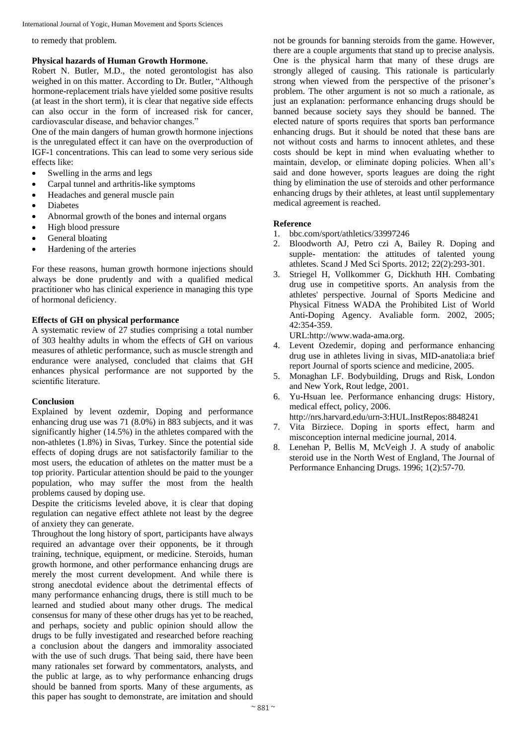to remedy that problem.

**Physical hazards of Human Growth Hormone.**

Robert N. Butler, M.D., the noted gerontologist has also weighed in on this matter. According to Dr. Butler, "Although hormone-replacement trials have yielded some positive results (at least in the short term), it is clear that negative side effects can also occur in the form of increased risk for cancer, cardiovascular disease, and behavior changes."

One of the main dangers of human growth hormone injections is the unregulated effect it can have on the overproduction of IGF-1 concentrations. This can lead to some very serious side effects like:

- Swelling in the arms and legs
- Carpal tunnel and arthritis-like symptoms
- Headaches and general muscle pain
- Diabetes
- Abnormal growth of the bones and internal organs
- High blood pressure
- General bloating
- Hardening of the arteries

For these reasons, human growth hormone injections should always be done prudently and with a qualified medical practitioner who has clinical experience in managing this type of hormonal deficiency.

**Effects of GH on physical performance**

A systematic review of 27 studies comprising a total number of 303 healthy adults in whom the effects of GH on various measures of athletic performance, such as muscle strength and endurance were analysed, concluded that claims that GH enhances physical performance are not supported by the scientific literature.

**Conclusion**

Explained by levent ozdemir, Doping and performance enhancing drug use was 71 (8.0%) in 883 subjects, and it was significantly higher (14.5%) in the athletes compared with the non-athletes (1.8%) in Sivas, Turkey. Since the potential side effects of doping drugs are not satisfactorily familiar to the most users, the education of athletes on the matter must be a top priority. Particular attention should be paid to the younger population, who may suffer the most from the health problems caused by doping use.

Despite the criticisms leveled above, it is clear that doping regulation can negative effect athlete not least by the degree of anxiety they can generate.

Throughout the long history of sport, participants have always required an advantage over their opponents, be it through training, technique, equipment, or medicine. Steroids, human growth hormone, and other performance enhancing drugs are merely the most current development. And while there is strong anecdotal evidence about the detrimental effects of many performance enhancing drugs, there is still much to be learned and studied about many other drugs. The medical consensus for many of these other drugs has yet to be reached, and perhaps, society and public opinion should allow the drugs to be fully investigated and researched before reaching a conclusion about the dangers and immorality associated with the use of such drugs. That being said, there have been many rationales set forward by commentators, analysts, and the public at large, as to why performance enhancing drugs should be banned from sports. Many of these arguments, as this paper has sought to demonstrate, are imitation and should not be grounds for banning steroids from the game. However, there are a couple arguments that stand up to precise analysis. One is the physical harm that many of these drugs are strongly alleged of causing. This rationale is particularly strong when viewed from the perspective of the prisoner's problem. The other argument is not so much a rationale, as just an explanation: performance enhancing drugs should be banned because society says they should be banned. The elected nature of sports requires that sports ban performance enhancing drugs. But it should be noted that these bans are not without costs and harms to innocent athletes, and these costs should be kept in mind when evaluating whether to maintain, develop, or eliminate doping policies. When all's said and done however, sports leagues are doing the right thing by elimination the use of steroids and other performance enhancing drugs by their athletes, at least until supplementary medical agreement is reached.

**Reference**

1. bbc.com/sport/athletics/33997246
2. Bloodworth AJ, Petro czi A, Bailey R. Doping and supple- mentation: the attitudes of talented young athletes. Scand J Med Sci Sports. 2012; 22(2):293-301.
3. Striegel H, Vollkommer G, Dickhuth HH. Combating drug use in competitive sports. An analysis from the athletes' perspective. Journal of Sports Medicine and Physical Fitness WADA the Prohibited List of World Anti-Doping Agency. Avaliable form. 2002, 2005; 42:354-359. URL:http://www.wada-ama.org.
4. Levent Ozedemir, doping and performance enhancing drug use in athletes living in sivas, MID-anatolia:a brief report Journal of sports science and medicine, 2005.
5. Monaghan LF. Bodybuilding, Drugs and Risk, London and New York, Rout ledge, 2001.
6. Yu-Hsuan lee. Performance enhancing drugs: History, medical effect, policy, 2006. http://nrs.harvard.edu/urn-3:HUL.InstRepos:8848241
7. Vita Birziece. Doping in sports effect, harm and misconception internal medicine journal, 2014.
8. Lenehan P, Bellis M, McVeigh J. A study of anabolic steroid use in the North West of England, The Journal of Performance Enhancing Drugs. 1996; 1(2):57-70.